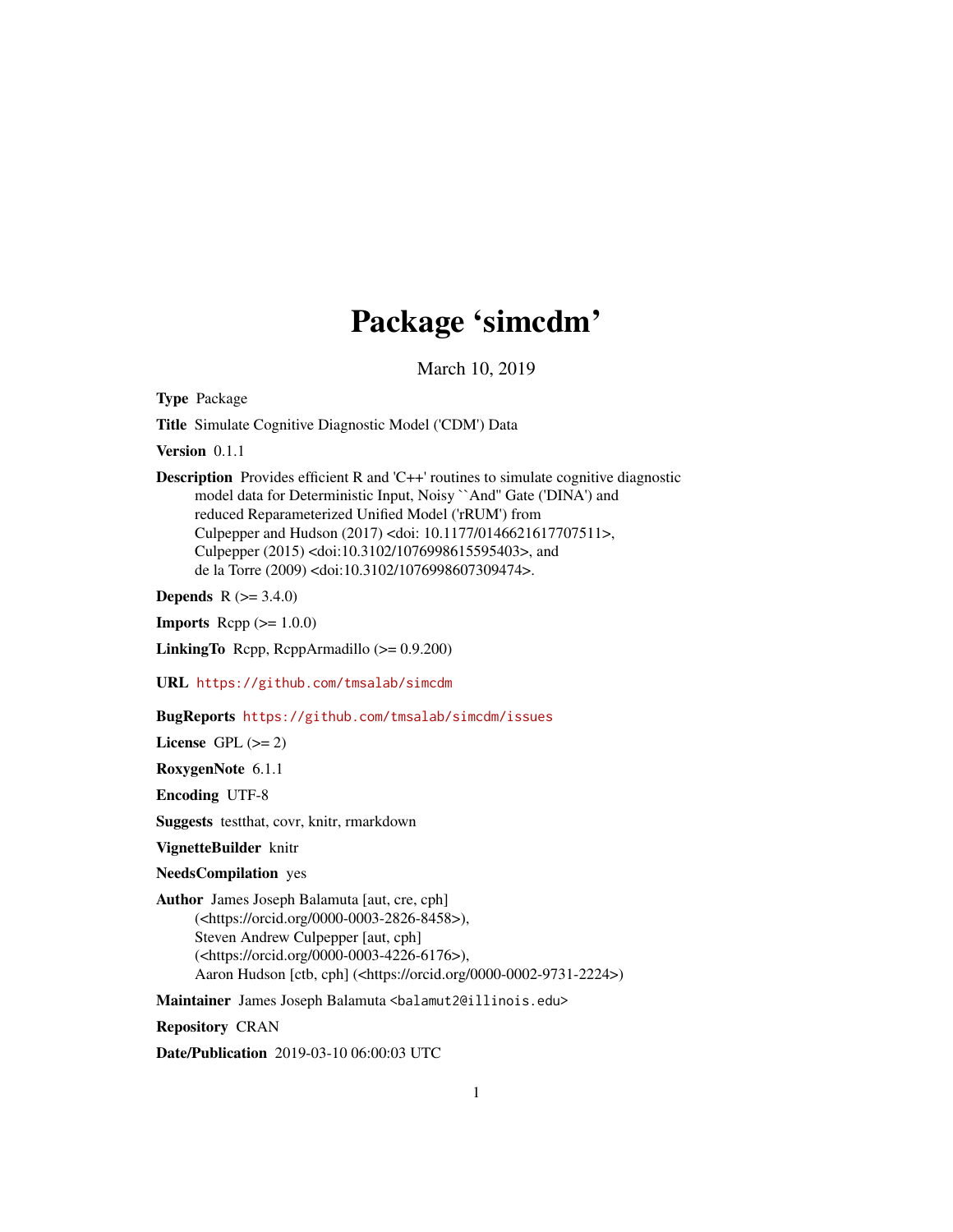# Package 'simcdm'

March 10, 2019

**Type** Package

**Title** Simulate Cognitive Diagnostic Model ('CDM') Data

**Version** 0.1.1

**Description** Provides efficient R and 'C++' routines to simulate cognitive diagnostic model data for Deterministic Input, Noisy ``And'' Gate ('DINA') and reduced Reparameterized Unified Model ('rRUM') from Culpepper and Hudson (2017) <doi: 10.1177/0146621617707511>, Culpepper (2015) <doi:10.3102/1076998615595403>, and de la Torre (2009) <doi:10.3102/1076998607309474>.

**Depends** R (>= 3.4.0)

**Imports** Rcpp (>= 1.0.0)

**LinkingTo** Rcpp, RcppArmadillo (>= 0.9.200)

**URL** https://github.com/tmsalab/simcdm

**BugReports** https://github.com/tmsalab/simcdm/issues

**License** GPL (>= 2)

**RoxygenNote** 6.1.1

**Encoding** UTF-8

**Suggests** testthat, covr, knitr, rmarkdown

**VignetteBuilder** knitr

**NeedsCompilation** yes

**Author** James Joseph Balamuta [aut, cre, cph] (<https://orcid.org/0000-0003-2826-8458>), Steven Andrew Culpepper [aut, cph] (<https://orcid.org/0000-0003-4226-6176>), Aaron Hudson [ctb, cph] (<https://orcid.org/0000-0002-9731-2224>)

**Maintainer** James Joseph Balamuta <balamut2@illinois.edu>

**Repository** CRAN

**Date/Publication** 2019-03-10 06:00:03 UTC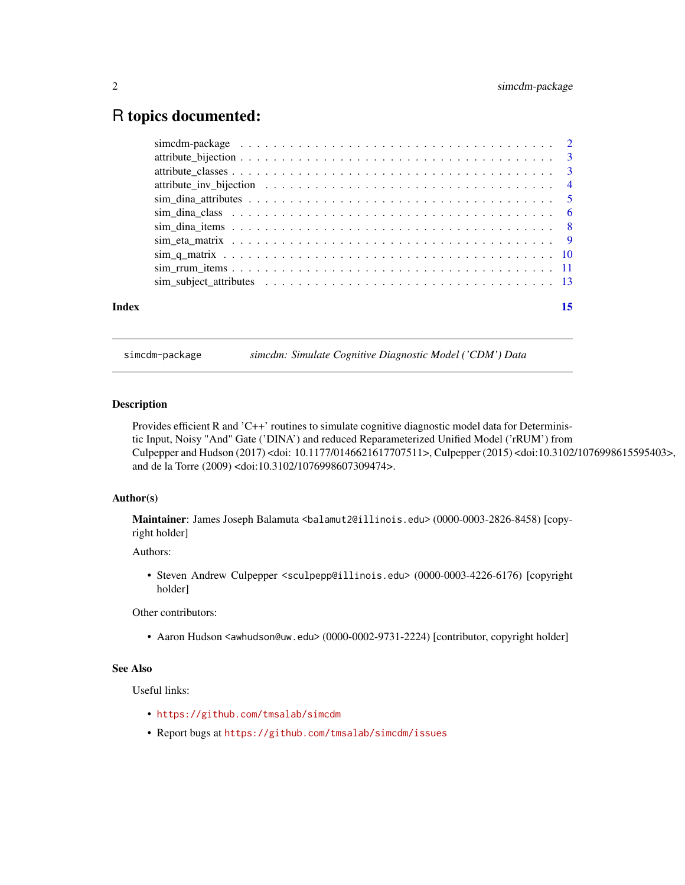# R topics documented:

- simcdm-package ... 2
- attribute_bijection ... 3
- attribute_classes ... 3
- attribute_inv_bijection ... 4
- sim_dina_attributes ... 5
- sim_dina_class ... 6
- sim_dina_items ... 8
- sim_eta_matrix ... 9
- sim_q_matrix ... 10
- sim_rrum_items ... 11
- sim_subject_attributes ... 13

**Index** ... 15

---

`simcdm-package` *simcdm: Simulate Cognitive Diagnostic Model ('CDM') Data*

---

### Description

Provides efficient R and 'C++' routines to simulate cognitive diagnostic model data for Deterministic Input, Noisy "And" Gate ('DINA') and reduced Reparameterized Unified Model ('rRUM') from Culpepper and Hudson (2017) <doi: 10.1177/0146621617707511>, Culpepper (2015) <doi:10.3102/1076998615595403>, and de la Torre (2009) <doi:10.3102/1076998607309474>.

### Author(s)

**Maintainer**: James Joseph Balamuta <`balamut2@illinois.edu`> (0000-0003-2826-8458) [copyright holder]

Authors:

- Steven Andrew Culpepper <`sculpepp@illinois.edu`> (0000-0003-4226-6176) [copyright holder]

Other contributors:

- Aaron Hudson <`awhudson@uw.edu`> (0000-0002-9731-2224) [contributor, copyright holder]

### See Also

Useful links:

- `https://github.com/tmsalab/simcdm`
- Report bugs at `https://github.com/tmsalab/simcdm/issues`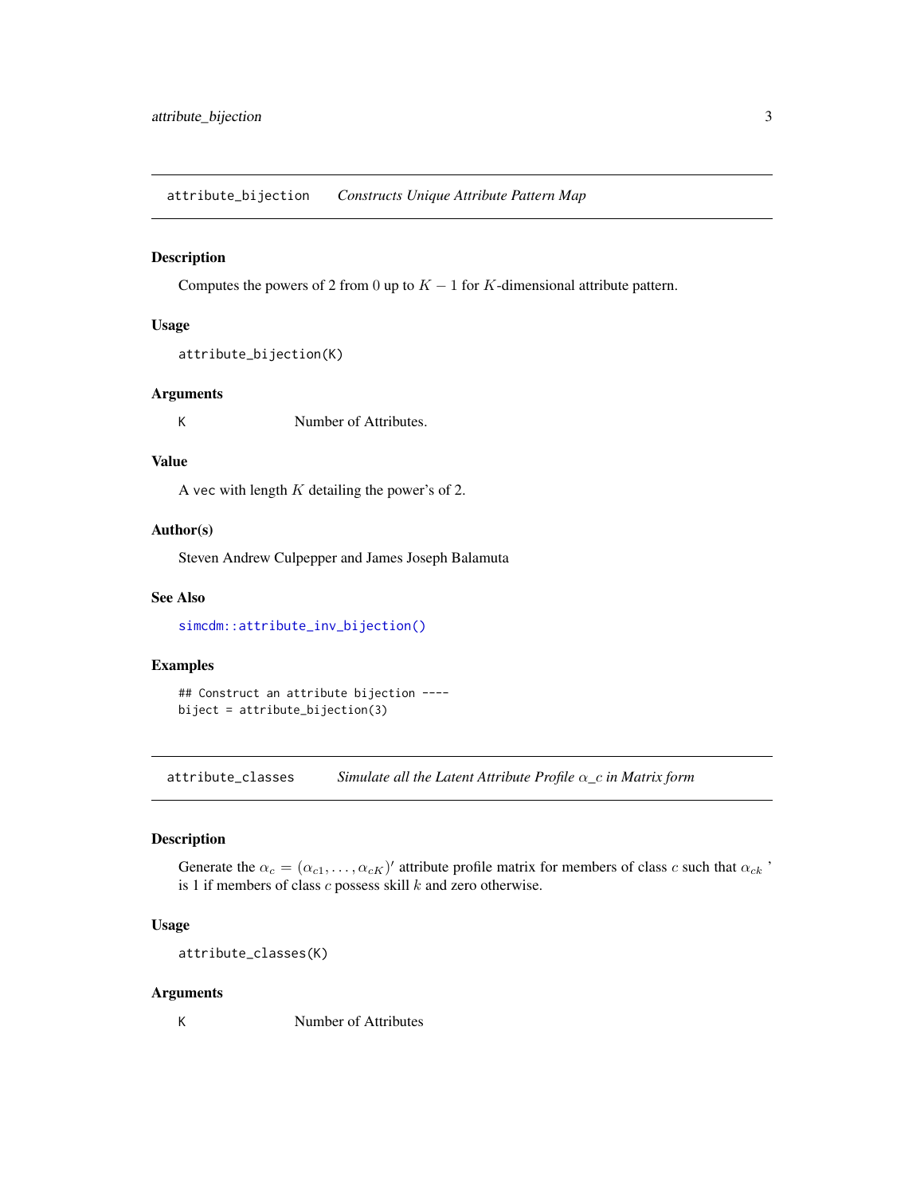## attribute_bijection *Constructs Unique Attribute Pattern Map*

### Description

Computes the powers of 2 from $0$ up to $K-1$ for $K$-dimensional attribute pattern.

### Usage

```
attribute_bijection(K)
```

### Arguments

| | |
|---|---|
| K | Number of Attributes. |

### Value

A vec with length $K$ detailing the power's of 2.

### Author(s)

Steven Andrew Culpepper and James Joseph Balamuta

### See Also

simcdm::attribute_inv_bijection()

### Examples

```
## Construct an attribute bijection ----
biject = attribute_bijection(3)
```

## attribute_classes *Simulate all the Latent Attribute Profile $\alpha$_c in Matrix form*

### Description

Generate the $\alpha_c = (\alpha_{c1}, \ldots, \alpha_{cK})'$ attribute profile matrix for members of class $c$ such that $\alpha_{ck}$ ' is 1 if members of class $c$ possess skill $k$ and zero otherwise.

### Usage

```
attribute_classes(K)
```

### Arguments

| | |
|---|---|
| K | Number of Attributes |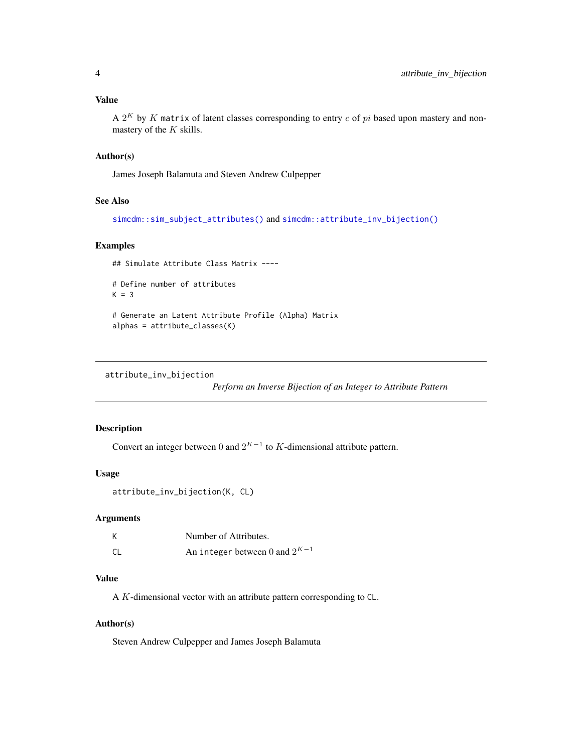### Value

A $2^K$ by $K$ `matrix` of latent classes corresponding to entry $c$ of $pi$ based upon mastery and non-mastery of the $K$ skills.

### Author(s)

James Joseph Balamuta and Steven Andrew Culpepper

### See Also

`simcdm::sim_subject_attributes()` and `simcdm::attribute_inv_bijection()`

### Examples

```
## Simulate Attribute Class Matrix ----

# Define number of attributes
K = 3

# Generate an Latent Attribute Profile (Alpha) Matrix
alphas = attribute_classes(K)
```

---

## attribute_inv_bijection

*Perform an Inverse Bijection of an Integer to Attribute Pattern*

---

### Description

Convert an integer between 0 and $2^{K-1}$ to $K$-dimensional attribute pattern.

### Usage

```
attribute_inv_bijection(K, CL)
```

### Arguments

| | |
|---|---|
| K | Number of Attributes. |
| CL | An `integer` between 0 and $2^{K-1}$ |

### Value

A $K$-dimensional vector with an attribute pattern corresponding to `CL`.

### Author(s)

Steven Andrew Culpepper and James Joseph Balamuta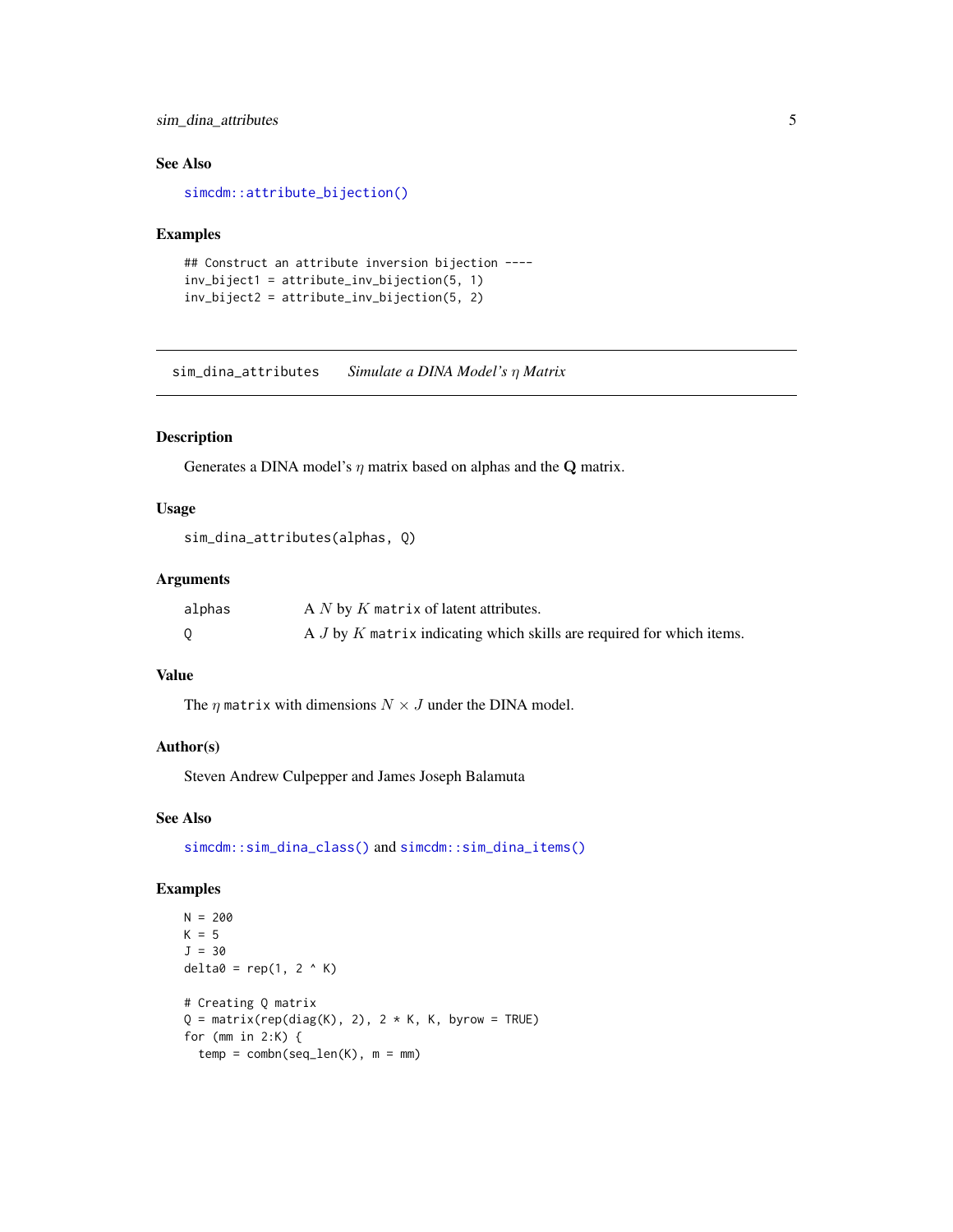### See Also

simcdm::attribute_bijection()

### Examples

```
## Construct an attribute inversion bijection ----
inv_biject1 = attribute_inv_bijection(5, 1)
inv_biject2 = attribute_inv_bijection(5, 2)
```

---

## sim_dina_attributes *Simulate a DINA Model's $\eta$ Matrix*

---

### Description

Generates a DINA model's $\eta$ matrix based on alphas and the $\mathbf{Q}$ matrix.

### Usage

```
sim_dina_attributes(alphas, Q)
```

### Arguments

| | |
|---|---|
| alphas | A $N$ by $K$ `matrix` of latent attributes. |
| Q | A $J$ by $K$ `matrix` indicating which skills are required for which items. |

### Value

The $\eta$ `matrix` with dimensions $N \times J$ under the DINA model.

### Author(s)

Steven Andrew Culpepper and James Joseph Balamuta

### See Also

simcdm::sim_dina_class() and simcdm::sim_dina_items()

### Examples

```
N = 200
K = 5
J = 30
delta0 = rep(1, 2 ^ K)

# Creating Q matrix
Q = matrix(rep(diag(K), 2), 2 * K, K, byrow = TRUE)
for (mm in 2:K) {
  temp = combn(seq_len(K), m = mm)
```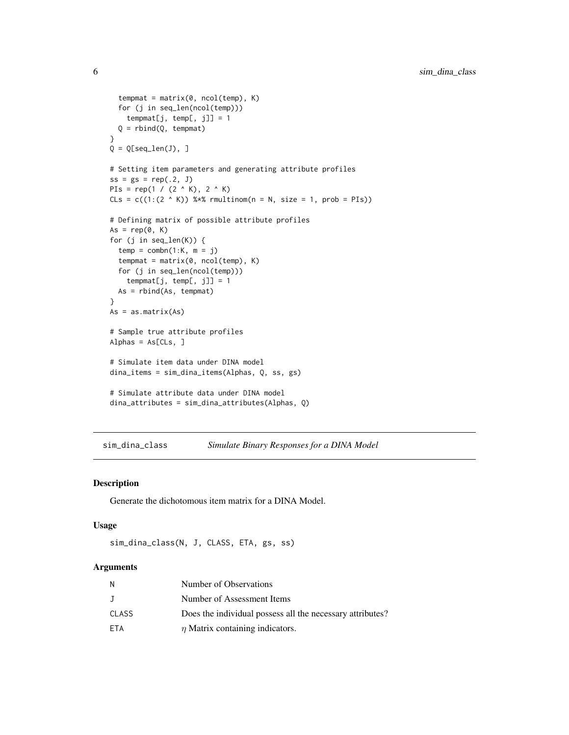```
  tempmat = matrix(0, ncol(temp), K)
  for (j in seq_len(ncol(temp)))
    tempmat[j, temp[, j]] = 1
  Q = rbind(Q, tempmat)
}
Q = Q[seq_len(J), ]

# Setting item parameters and generating attribute profiles
ss = gs = rep(.2, J)
PIs = rep(1 / (2 ^ K), 2 ^ K)
CLs = c((1:(2 ^ K)) %*% rmultinom(n = N, size = 1, prob = PIs))

# Defining matrix of possible attribute profiles
As = rep(0, K)
for (j in seq_len(K)) {
  temp = combn(1:K, m = j)
  tempmat = matrix(0, ncol(temp), K)
  for (j in seq_len(ncol(temp)))
    tempmat[j, temp[, j]] = 1
  As = rbind(As, tempmat)
}
As = as.matrix(As)

# Sample true attribute profiles
Alphas = As[CLs, ]

# Simulate item data under DINA model
dina_items = sim_dina_items(Alphas, Q, ss, gs)

# Simulate attribute data under DINA model
dina_attributes = sim_dina_attributes(Alphas, Q)
```

## sim_dina_class — *Simulate Binary Responses for a DINA Model*

### Description

Generate the dichotomous item matrix for a DINA Model.

### Usage

```
sim_dina_class(N, J, CLASS, ETA, gs, ss)
```

### Arguments

| | |
|---|---|
| N | Number of Observations |
| J | Number of Assessment Items |
| CLASS | Does the individual possess all the necessary attributes? |
| ETA | $\eta$ Matrix containing indicators. |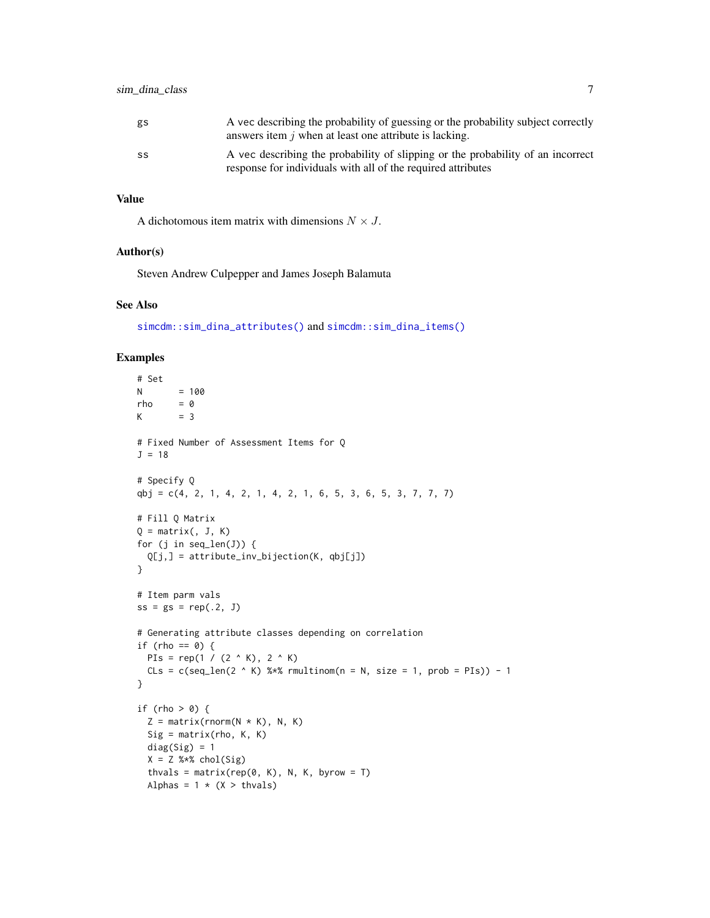gs
: A vec describing the probability of guessing or the probability subject correctly answers item $j$ when at least one attribute is lacking.

ss
: A vec describing the probability of slipping or the probability of an incorrect response for individuals with all of the required attributes

## Value

A dichotomous item matrix with dimensions $N \times J$.

## Author(s)

Steven Andrew Culpepper and James Joseph Balamuta

## See Also

simcdm::sim_dina_attributes() and simcdm::sim_dina_items()

## Examples

```
# Set
N       = 100
rho     = 0
K       = 3

# Fixed Number of Assessment Items for Q
J = 18

# Specify Q
qbj = c(4, 2, 1, 4, 2, 1, 4, 2, 1, 6, 5, 3, 6, 5, 3, 7, 7, 7)

# Fill Q Matrix
Q = matrix(, J, K)
for (j in seq_len(J)) {
  Q[j,] = attribute_inv_bijection(K, qbj[j])
}

# Item parm vals
ss = gs = rep(.2, J)

# Generating attribute classes depending on correlation
if (rho == 0) {
  PIs = rep(1 / (2 ^ K), 2 ^ K)
  CLs = c(seq_len(2 ^ K) %*% rmultinom(n = N, size = 1, prob = PIs)) - 1
}

if (rho > 0) {
  Z = matrix(rnorm(N * K), N, K)
  Sig = matrix(rho, K, K)
  diag(Sig) = 1
  X = Z %*% chol(Sig)
  thvals = matrix(rep(0, K), N, K, byrow = T)
  Alphas = 1 * (X > thvals)
```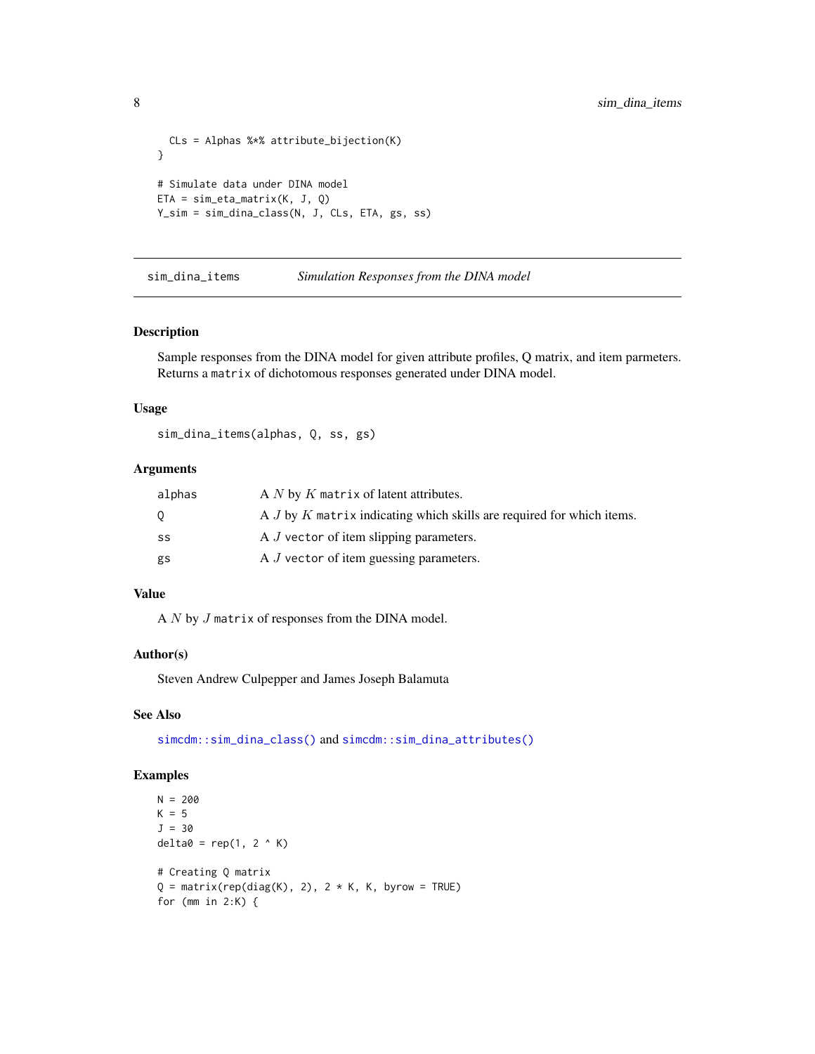```
  CLs = Alphas %*% attribute_bijection(K)
}

# Simulate data under DINA model
ETA = sim_eta_matrix(K, J, Q)
Y_sim = sim_dina_class(N, J, CLs, ETA, gs, ss)
```

## sim_dina_items    *Simulation Responses from the DINA model*

### Description

Sample responses from the DINA model for given attribute profiles, Q matrix, and item parmeters. Returns a `matrix` of dichotomous responses generated under DINA model.

### Usage

```
sim_dina_items(alphas, Q, ss, gs)
```

### Arguments

| | |
|---|---|
| `alphas` | A $N$ by $K$ `matrix` of latent attributes. |
| `Q` | A $J$ by $K$ `matrix` indicating which skills are required for which items. |
| `ss` | A $J$ `vector` of item slipping parameters. |
| `gs` | A $J$ `vector` of item guessing parameters. |

### Value

A $N$ by $J$ `matrix` of responses from the DINA model.

### Author(s)

Steven Andrew Culpepper and James Joseph Balamuta

### See Also

`simcdm::sim_dina_class()` and `simcdm::sim_dina_attributes()`

### Examples

```
N = 200
K = 5
J = 30
delta0 = rep(1, 2 ^ K)

# Creating Q matrix
Q = matrix(rep(diag(K), 2), 2 * K, K, byrow = TRUE)
for (mm in 2:K) {
```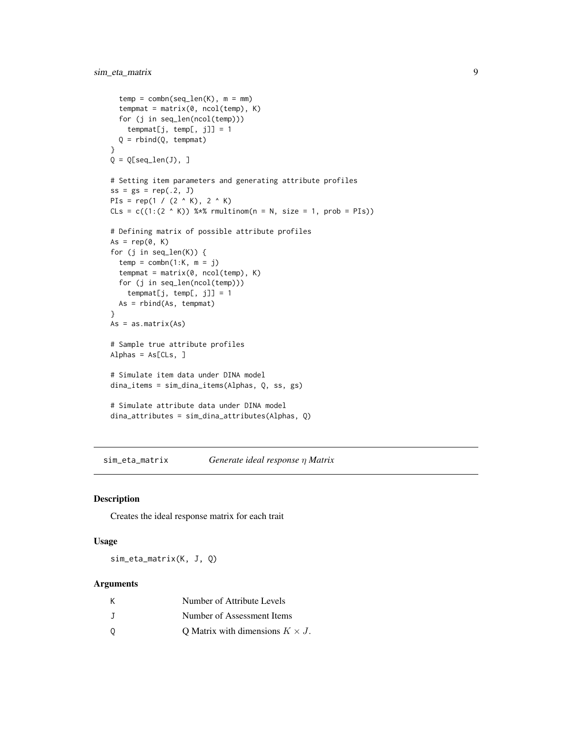```
    temp = combn(seq_len(K), m = mm)
    tempmat = matrix(0, ncol(temp), K)
    for (j in seq_len(ncol(temp)))
      tempmat[j, temp[, j]] = 1
    Q = rbind(Q, tempmat)
  }
  Q = Q[seq_len(J), ]

  # Setting item parameters and generating attribute profiles
  ss = gs = rep(.2, J)
  PIs = rep(1 / (2 ^ K), 2 ^ K)
  CLs = c((1:(2 ^ K)) %*% rmultinom(n = N, size = 1, prob = PIs))

  # Defining matrix of possible attribute profiles
  As = rep(0, K)
  for (j in seq_len(K)) {
    temp = combn(1:K, m = j)
    tempmat = matrix(0, ncol(temp), K)
    for (j in seq_len(ncol(temp)))
      tempmat[j, temp[, j]] = 1
    As = rbind(As, tempmat)
  }
  As = as.matrix(As)

  # Sample true attribute profiles
  Alphas = As[CLs, ]

  # Simulate item data under DINA model
  dina_items = sim_dina_items(Alphas, Q, ss, gs)

  # Simulate attribute data under DINA model
  dina_attributes = sim_dina_attributes(Alphas, Q)
```

## sim_eta_matrix — *Generate ideal response $\eta$ Matrix*

### Description

Creates the ideal response matrix for each trait

### Usage

```
sim_eta_matrix(K, J, Q)
```

### Arguments

| | |
|---|---|
| K | Number of Attribute Levels |
| J | Number of Assessment Items |
| Q | Q Matrix with dimensions $K \times J$. |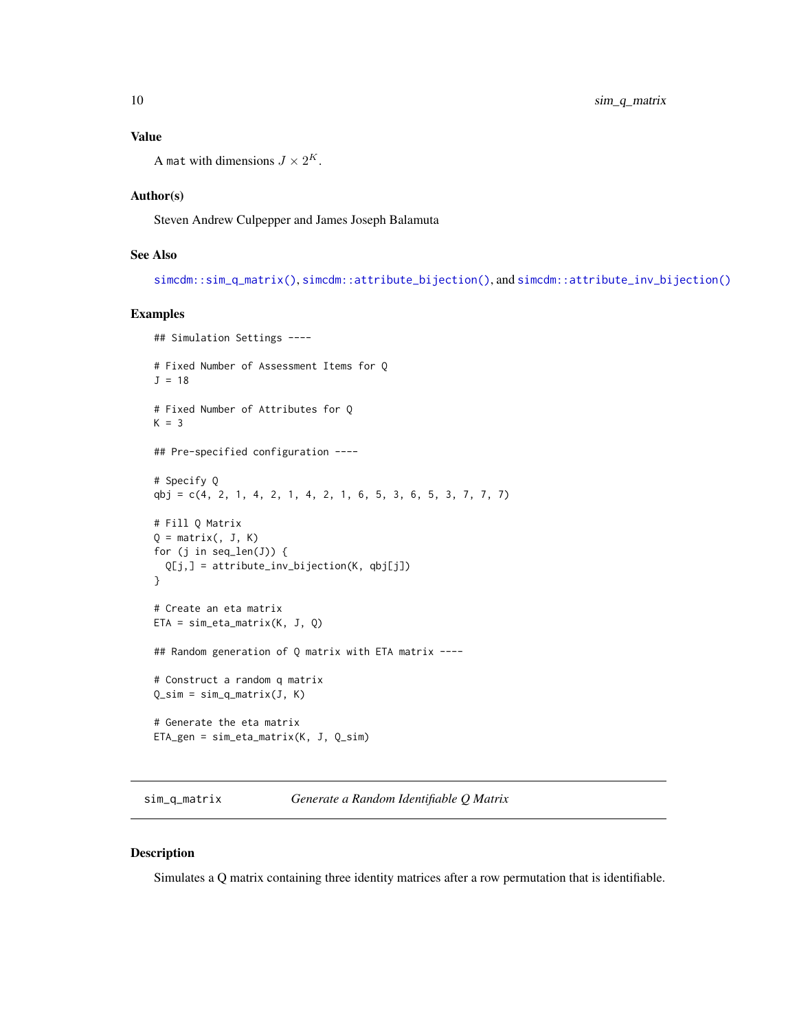### Value

A `mat` with dimensions $J \times 2^K$.

### Author(s)

Steven Andrew Culpepper and James Joseph Balamuta

### See Also

`simcdm::sim_q_matrix()`, `simcdm::attribute_bijection()`, and `simcdm::attribute_inv_bijection()`

### Examples

```
## Simulation Settings ----

# Fixed Number of Assessment Items for Q
J = 18

# Fixed Number of Attributes for Q
K = 3

## Pre-specified configuration ----

# Specify Q
qbj = c(4, 2, 1, 4, 2, 1, 4, 2, 1, 6, 5, 3, 6, 5, 3, 7, 7, 7)

# Fill Q Matrix
Q = matrix(, J, K)
for (j in seq_len(J)) {
  Q[j,] = attribute_inv_bijection(K, qbj[j])
}

# Create an eta matrix
ETA = sim_eta_matrix(K, J, Q)

## Random generation of Q matrix with ETA matrix ----

# Construct a random q matrix
Q_sim = sim_q_matrix(J, K)

# Generate the eta matrix
ETA_gen = sim_eta_matrix(K, J, Q_sim)
```

---

## sim_q_matrix *Generate a Random Identifiable Q Matrix*

---

### Description

Simulates a Q matrix containing three identity matrices after a row permutation that is identifiable.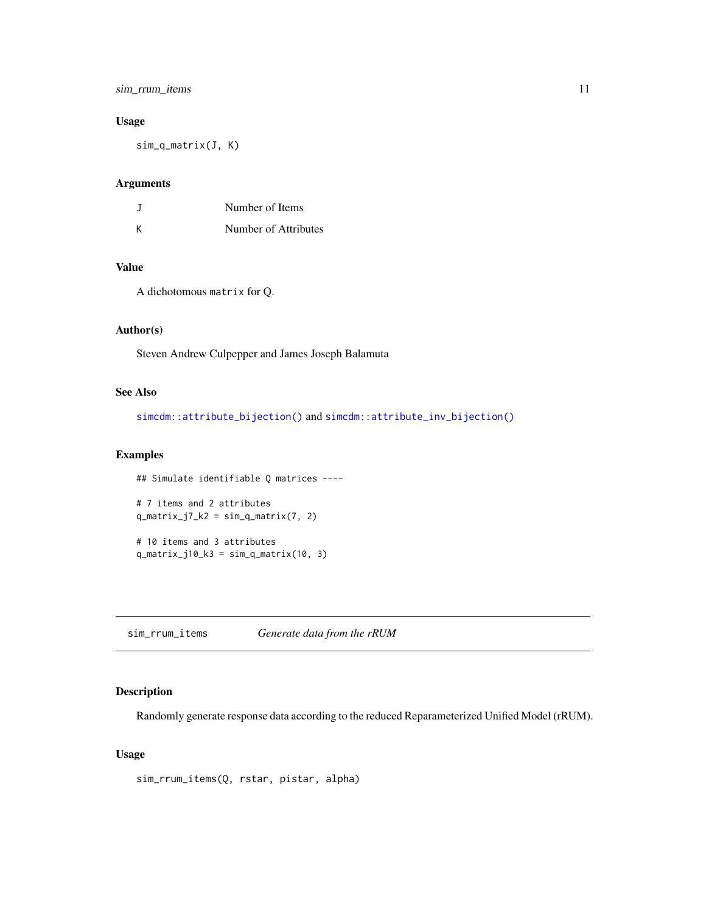### Usage

```
sim_q_matrix(J, K)
```

### Arguments

| | |
|---|---|
| J | Number of Items |
| K | Number of Attributes |

### Value

A dichotomous `matrix` for Q.

### Author(s)

Steven Andrew Culpepper and James Joseph Balamuta

### See Also

`simcdm::attribute_bijection()` and `simcdm::attribute_inv_bijection()`

### Examples

```
## Simulate identifiable Q matrices ----

# 7 items and 2 attributes
q_matrix_j7_k2 = sim_q_matrix(7, 2)

# 10 items and 3 attributes
q_matrix_j10_k3 = sim_q_matrix(10, 3)
```

---

## sim_rrum_items — *Generate data from the rRUM*

---

### Description

Randomly generate response data according to the reduced Reparameterized Unified Model (rRUM).

### Usage

```
sim_rrum_items(Q, rstar, pistar, alpha)
```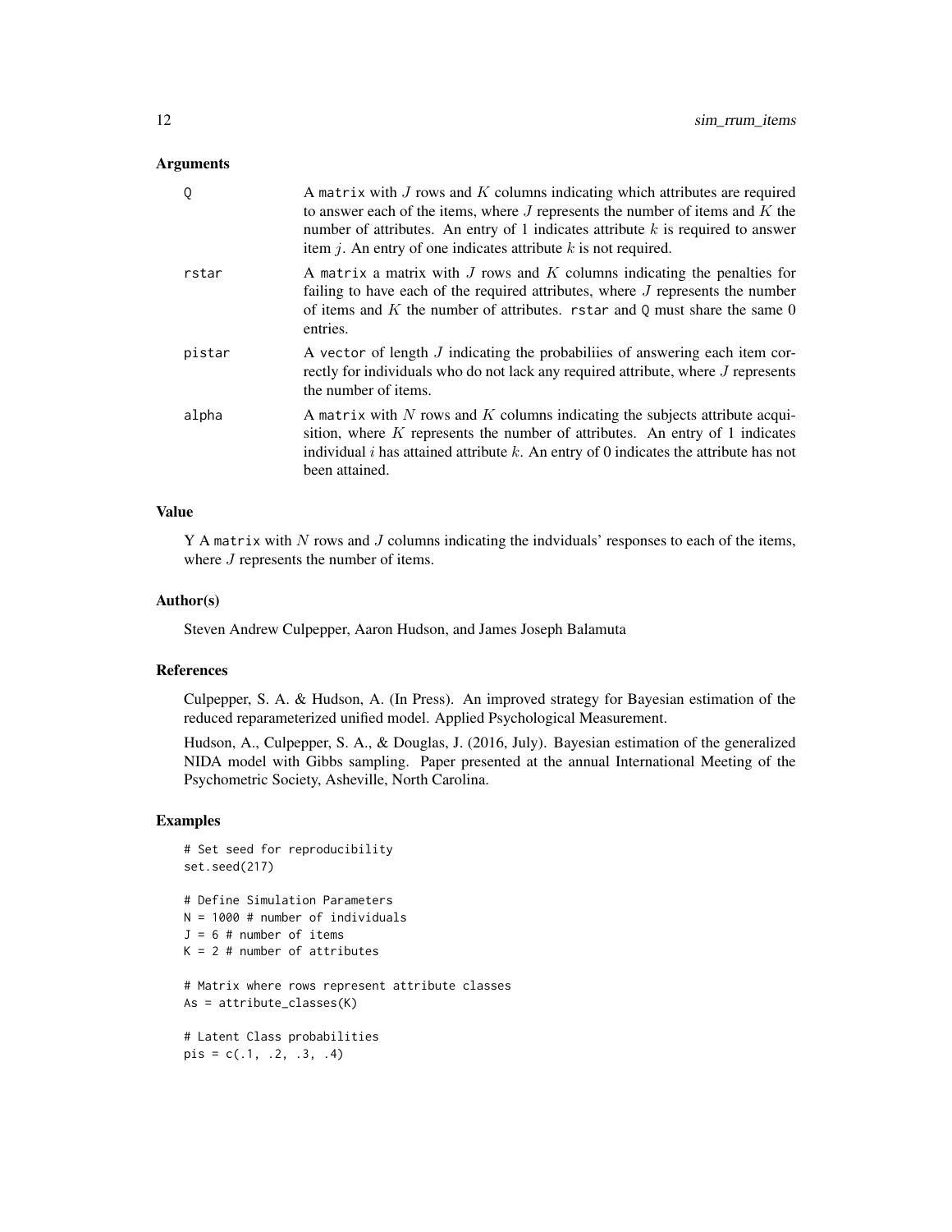## Arguments

| | |
|---|---|
| Q | A `matrix` with $J$ rows and $K$ columns indicating which attributes are required to answer each of the items, where $J$ represents the number of items and $K$ the number of attributes. An entry of 1 indicates attribute $k$ is required to answer item $j$. An entry of one indicates attribute $k$ is not required. |
| rstar | A `matrix` a matrix with $J$ rows and $K$ columns indicating the penalties for failing to have each of the required attributes, where $J$ represents the number of items and $K$ the number of attributes. `rstar` and `Q` must share the same 0 entries. |
| pistar | A `vector` of length $J$ indicating the probabiliies of answering each item correctly for individuals who do not lack any required attribute, where $J$ represents the number of items. |
| alpha | A `matrix` with $N$ rows and $K$ columns indicating the subjects attribute acquisition, where $K$ represents the number of attributes. An entry of 1 indicates individual $i$ has attained attribute $k$. An entry of 0 indicates the attribute has not been attained. |

## Value

Y A `matrix` with $N$ rows and $J$ columns indicating the indviduals' responses to each of the items, where $J$ represents the number of items.

## Author(s)

Steven Andrew Culpepper, Aaron Hudson, and James Joseph Balamuta

## References

Culpepper, S. A. & Hudson, A. (In Press). An improved strategy for Bayesian estimation of the reduced reparameterized unified model. Applied Psychological Measurement.

Hudson, A., Culpepper, S. A., & Douglas, J. (2016, July). Bayesian estimation of the generalized NIDA model with Gibbs sampling. Paper presented at the annual International Meeting of the Psychometric Society, Asheville, North Carolina.

## Examples

```
# Set seed for reproducibility
set.seed(217)

# Define Simulation Parameters
N = 1000 # number of individuals
J = 6 # number of items
K = 2 # number of attributes

# Matrix where rows represent attribute classes
As = attribute_classes(K)

# Latent Class probabilities
pis = c(.1, .2, .3, .4)
```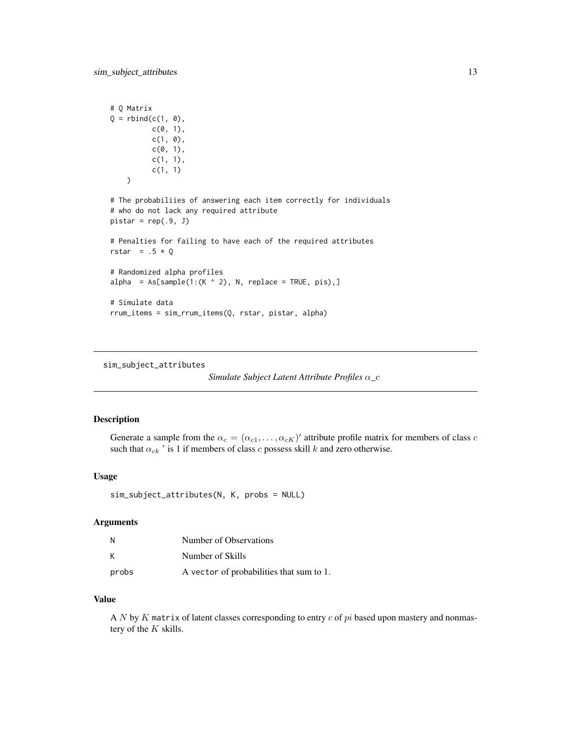```
# Q Matrix
Q = rbind(c(1, 0),
          c(0, 1),
          c(1, 0),
          c(0, 1),
          c(1, 1),
          c(1, 1)
    )

# The probabiliies of answering each item correctly for individuals
# who do not lack any required attribute
pistar = rep(.9, J)

# Penalties for failing to have each of the required attributes
rstar  = .5 * Q

# Randomized alpha profiles
alpha  = As[sample(1:(K ^ 2), N, replace = TRUE, pis),]

# Simulate data
rrum_items = sim_rrum_items(Q, rstar, pistar, alpha)
```

---

## sim_subject_attributes

*Simulate Subject Latent Attribute Profiles $\alpha$_c*

### Description

Generate a sample from the $\alpha_c = (\alpha_{c1}, \ldots, \alpha_{cK})'$ attribute profile matrix for members of class $c$ such that $\alpha_{ck}$ ' is 1 if members of class $c$ possess skill $k$ and zero otherwise.

### Usage

```
sim_subject_attributes(N, K, probs = NULL)
```

### Arguments

| | |
|---|---|
| N | Number of Observations |
| K | Number of Skills |
| probs | A vector of probabilities that sum to 1. |

### Value

A $N$ by $K$ matrix of latent classes corresponding to entry $c$ of $pi$ based upon mastery and nonmastery of the $K$ skills.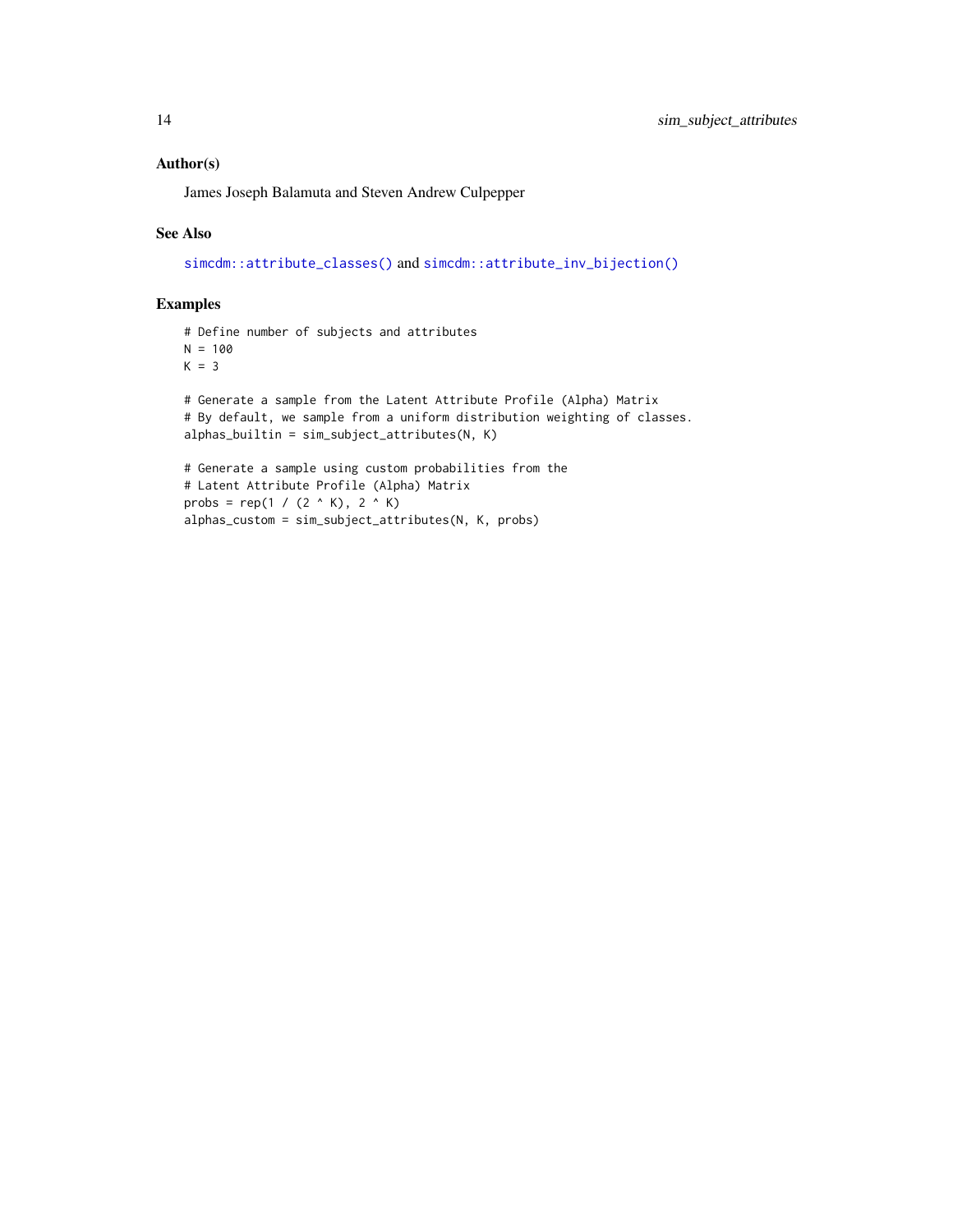### Author(s)

James Joseph Balamuta and Steven Andrew Culpepper

### See Also

simcdm::attribute_classes() and simcdm::attribute_inv_bijection()

### Examples

```
# Define number of subjects and attributes
N = 100
K = 3

# Generate a sample from the Latent Attribute Profile (Alpha) Matrix
# By default, we sample from a uniform distribution weighting of classes.
alphas_builtin = sim_subject_attributes(N, K)

# Generate a sample using custom probabilities from the
# Latent Attribute Profile (Alpha) Matrix
probs = rep(1 / (2 ^ K), 2 ^ K)
alphas_custom = sim_subject_attributes(N, K, probs)
```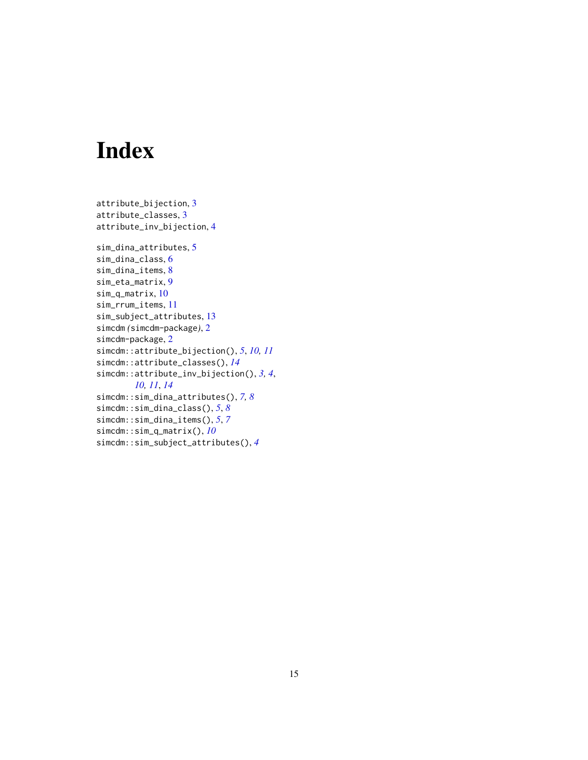# Index

attribute_bijection, 3
attribute_classes, 3
attribute_inv_bijection, 4

sim_dina_attributes, 5
sim_dina_class, 6
sim_dina_items, 8
sim_eta_matrix, 9
sim_q_matrix, 10
sim_rrum_items, 11
sim_subject_attributes, 13
simcdm *(*simcdm-package*)*, 2
simcdm-package, 2
simcdm::attribute_bijection(), *5*, *10, 11*
simcdm::attribute_classes(), *14*
simcdm::attribute_inv_bijection(), *3, 4*, *10, 11*, *14*
simcdm::sim_dina_attributes(), *7, 8*
simcdm::sim_dina_class(), *5*, *8*
simcdm::sim_dina_items(), *5*, *7*
simcdm::sim_q_matrix(), *10*
simcdm::sim_subject_attributes(), *4*